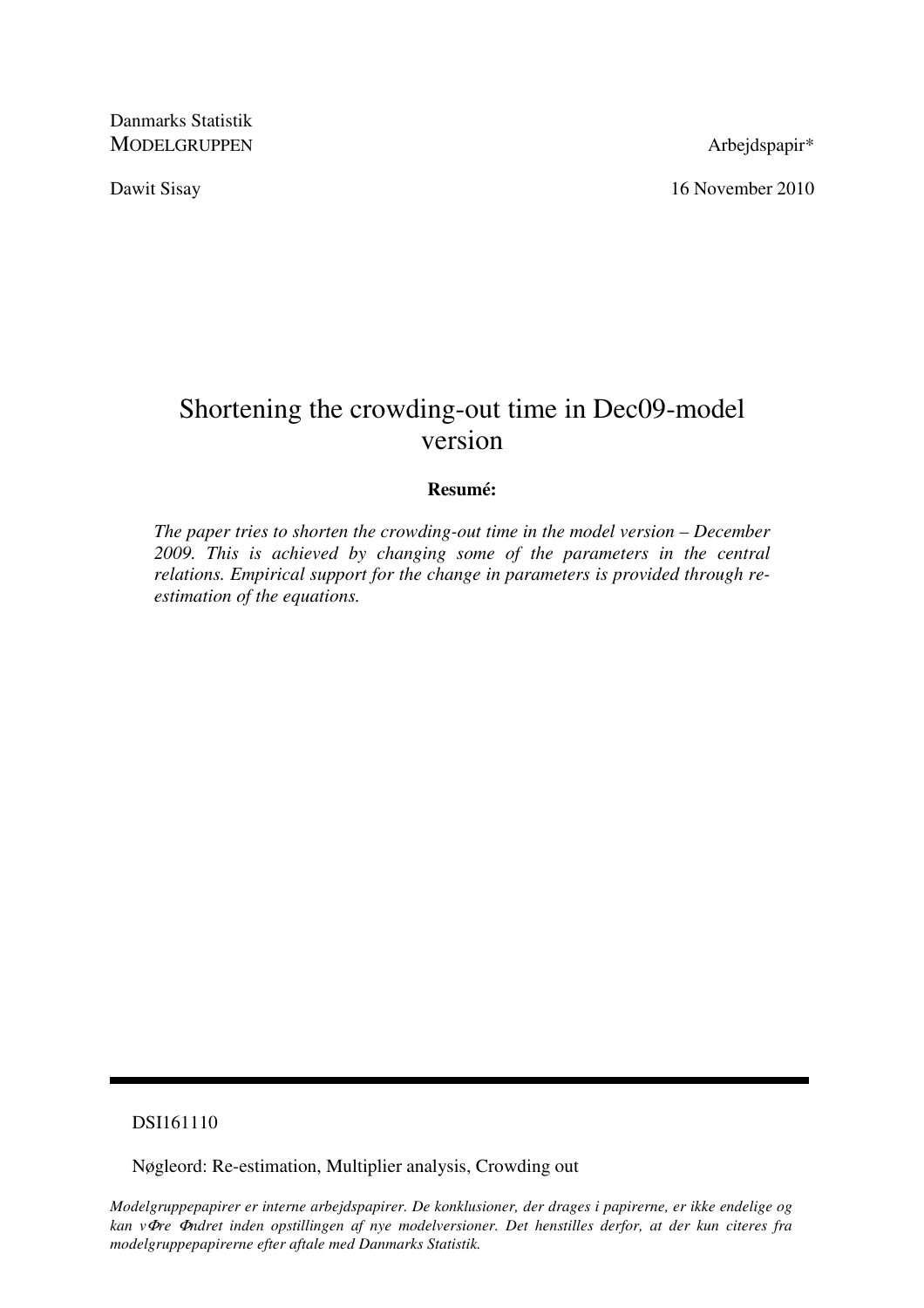Danmarks Statistik
MODELGRUPPEN

Arbejdspapir*

Dawit Sisay

16 November 2010

# Shortening the crowding-out time in Dec09-model version

**Resumé:**

*The paper tries to shorten the crowding-out time in the model version – December 2009. This is achieved by changing some of the parameters in the central relations. Empirical support for the change in parameters is provided through re-estimation of the equations.*

---

DSI161110

Nøgleord: Re-estimation, Multiplier analysis, Crowding out

*Modelgruppepapirer er interne arbejdspapirer. De konklusioner, der drages i papirerne, er ikke endelige og kan vΦre Φndret inden opstillingen af nye modelversioner. Det henstilles derfor, at der kun citeres fra modelgruppepapirerne efter aftale med Danmarks Statistik.*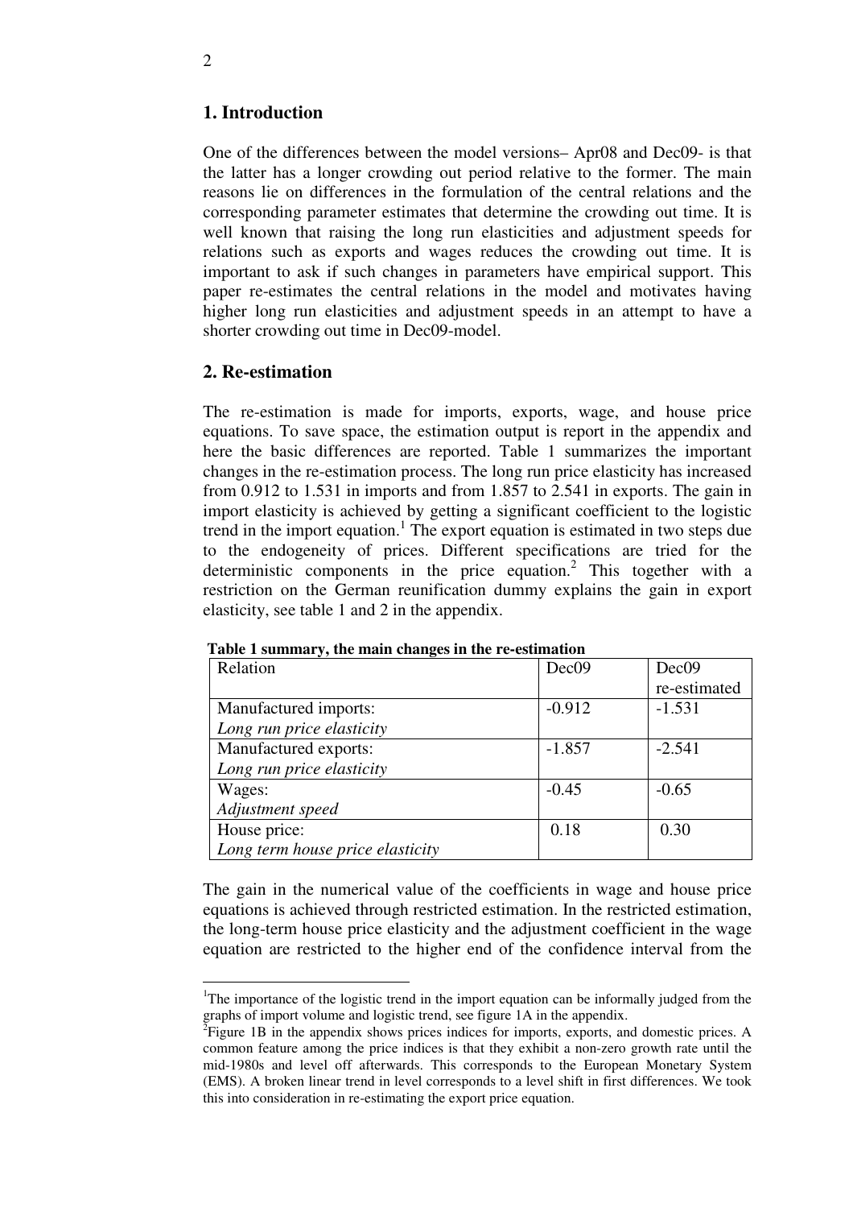## 1. Introduction

One of the differences between the model versions– Apr08 and Dec09- is that the latter has a longer crowding out period relative to the former. The main reasons lie on differences in the formulation of the central relations and the corresponding parameter estimates that determine the crowding out time. It is well known that raising the long run elasticities and adjustment speeds for relations such as exports and wages reduces the crowding out time. It is important to ask if such changes in parameters have empirical support. This paper re-estimates the central relations in the model and motivates having higher long run elasticities and adjustment speeds in an attempt to have a shorter crowding out time in Dec09-model.

## 2. Re-estimation

The re-estimation is made for imports, exports, wage, and house price equations. To save space, the estimation output is report in the appendix and here the basic differences are reported. Table 1 summarizes the important changes in the re-estimation process. The long run price elasticity has increased from 0.912 to 1.531 in imports and from 1.857 to 2.541 in exports. The gain in import elasticity is achieved by getting a significant coefficient to the logistic trend in the import equation.[1] The export equation is estimated in two steps due to the endogeneity of prices. Different specifications are tried for the deterministic components in the price equation.[2] This together with a restriction on the German reunification dummy explains the gain in export elasticity, see table 1 and 2 in the appendix.

**Table 1 summary, the main changes in the re-estimation**

| Relation | Dec09 | Dec09 re-estimated |
|---|---|---|
| Manufactured imports: *Long run price elasticity* | -0.912 | -1.531 |
| Manufactured exports: *Long run price elasticity* | -1.857 | -2.541 |
| Wages: *Adjustment speed* | -0.45 | -0.65 |
| House price: *Long term house price elasticity* | 0.18 | 0.30 |

The gain in the numerical value of the coefficients in wage and house price equations is achieved through restricted estimation. In the restricted estimation, the long-term house price elasticity and the adjustment coefficient in the wage equation are restricted to the higher end of the confidence interval from the

---

[1]The importance of the logistic trend in the import equation can be informally judged from the graphs of import volume and logistic trend, see figure 1A in the appendix.

[2]Figure 1B in the appendix shows prices indices for imports, exports, and domestic prices. A common feature among the price indices is that they exhibit a non-zero growth rate until the mid-1980s and level off afterwards. This corresponds to the European Monetary System (EMS). A broken linear trend in level corresponds to a level shift in first differences. We took this into consideration in re-estimating the export price equation.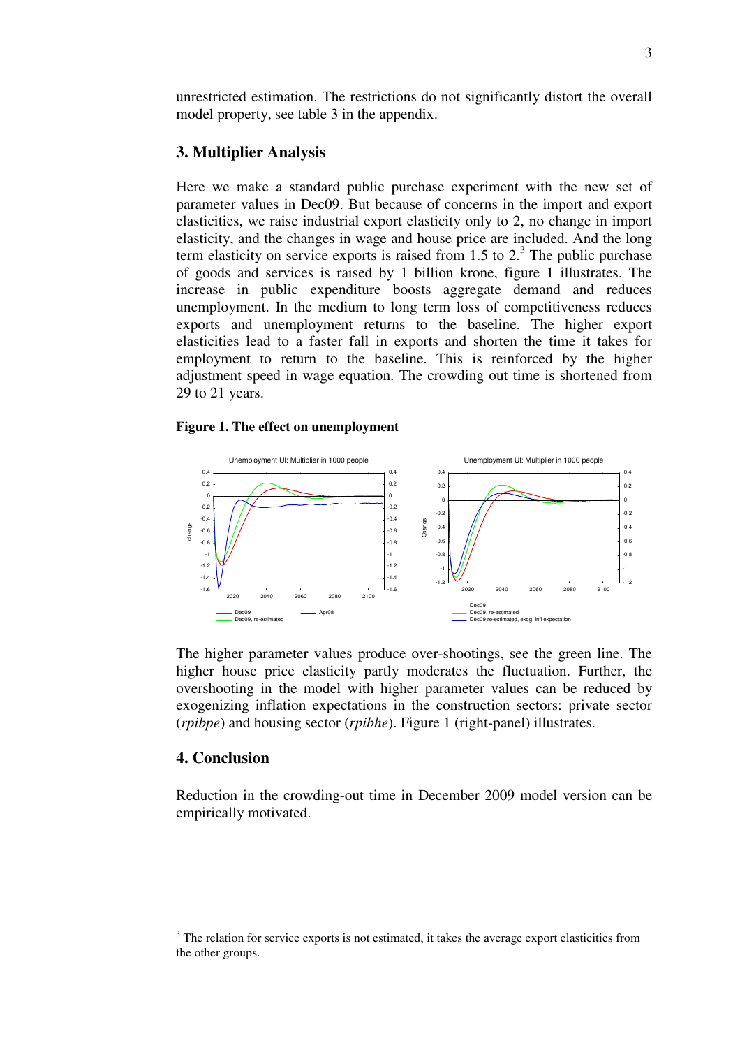unrestricted estimation. The restrictions do not significantly distort the overall model property, see table 3 in the appendix.

## 3. Multiplier Analysis

Here we make a standard public purchase experiment with the new set of parameter values in Dec09. But because of concerns in the import and export elasticities, we raise industrial export elasticity only to 2, no change in import elasticity, and the changes in wage and house price are included. And the long term elasticity on service exports is raised from 1.5 to 2.[3] The public purchase of goods and services is raised by 1 billion krone, figure 1 illustrates. The increase in public expenditure boosts aggregate demand and reduces unemployment. In the medium to long term loss of competitiveness reduces exports and unemployment returns to the baseline. The higher export elasticities lead to a faster fall in exports and shorten the time it takes for employment to return to the baseline. This is reinforced by the higher adjustment speed in wage equation. The crowding out time is shortened from 29 to 21 years.

**Figure 1. The effect on unemployment**

The higher parameter values produce over-shootings, see the green line. The higher house price elasticity partly moderates the fluctuation. Further, the overshooting in the model with higher parameter values can be reduced by exogenizing inflation expectations in the construction sectors: private sector (*rpibpe*) and housing sector (*rpibhe*). Figure 1 (right-panel) illustrates.

## 4. Conclusion

Reduction in the crowding-out time in December 2009 model version can be empirically motivated.

---

[3] The relation for service exports is not estimated, it takes the average export elasticities from the other groups.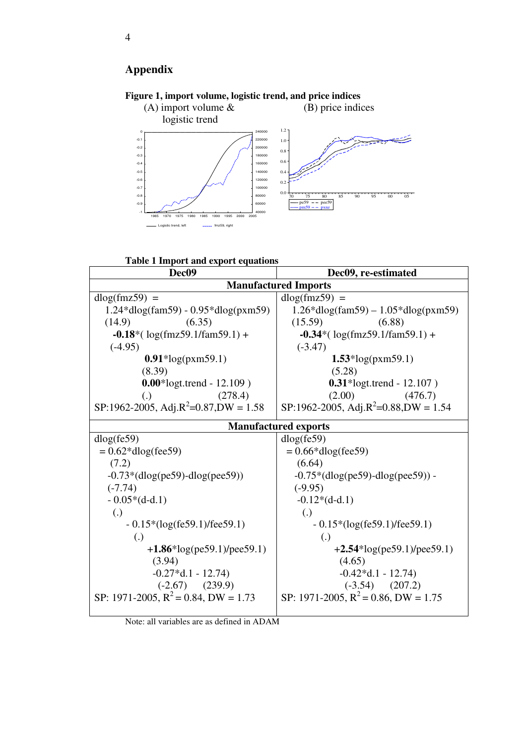# Appendix

**Figure 1, import volume, logistic trend, and price indices**

(A) import volume & logistic trend  (B) price indices

**Table 1 Import and export equations**

| Dec09 | Dec09, re-estimated |
|---|---|
| **Manufactured Imports** | |
| dlog(fmz59) = <br> 1.24*dlog(fam59) - 0.95*dlog(pxm59) <br> (14.9) (6.35) <br> **-0.18***( log(fmz59.1/fam59.1) + <br> (-4.95) <br> **0.91***log(pxm59.1) <br> (8.39) <br> **0.00***logt.trend - 12.109 ) <br> (.) (278.4) <br> SP:1962-2005, Adj.$R^2$=0.87,DW = 1.58 | dlog(fmz59) = <br> 1.26*dlog(fam59) – 1.05*dlog(pxm59) <br> (15.59) (6.88) <br> **-0.34***( log(fmz59.1/fam59.1) + <br> (-3.47) <br> **1.53***log(pxm59.1) <br> (5.28) <br> **0.31***logt.trend - 12.107 ) <br> (2.00) (476.7) <br> SP:1962-2005, Adj.$R^2$=0.88,DW = 1.54 |
| **Manufactured exports** | |
| dlog(fe59) <br> = 0.62*dlog(fee59) <br> (7.2) <br> -0.73*(dlog(pe59)-dlog(pee59)) <br> (-7.74) <br> - 0.05*(d-d.1) <br> (.) <br> - 0.15*(log(fe59.1)/fee59.1) <br> (.) <br> +**1.86***log(pe59.1)/pee59.1) <br> (3.94) <br> -0.27*d.1 - 12.74) <br> (-2.67) (239.9) <br> SP: 1971-2005, $R^2$ = 0.84, DW = 1.73 | dlog(fe59) <br> = 0.66*dlog(fee59) <br> (6.64) <br> -0.75*(dlog(pe59)-dlog(pee59)) - <br> (-9.95) <br> -0.12*(d-d.1) <br> (.) <br> - 0.15*(log(fe59.1)/fee59.1) <br> (.) <br> +**2.54***log(pe59.1)/pee59.1) <br> (4.65) <br> -0.42*d.1 - 12.74) <br> (-3.54) (207.2) <br> SP: 1971-2005, $R^2$ = 0.86, DW = 1.75 |

Note: all variables are as defined in ADAM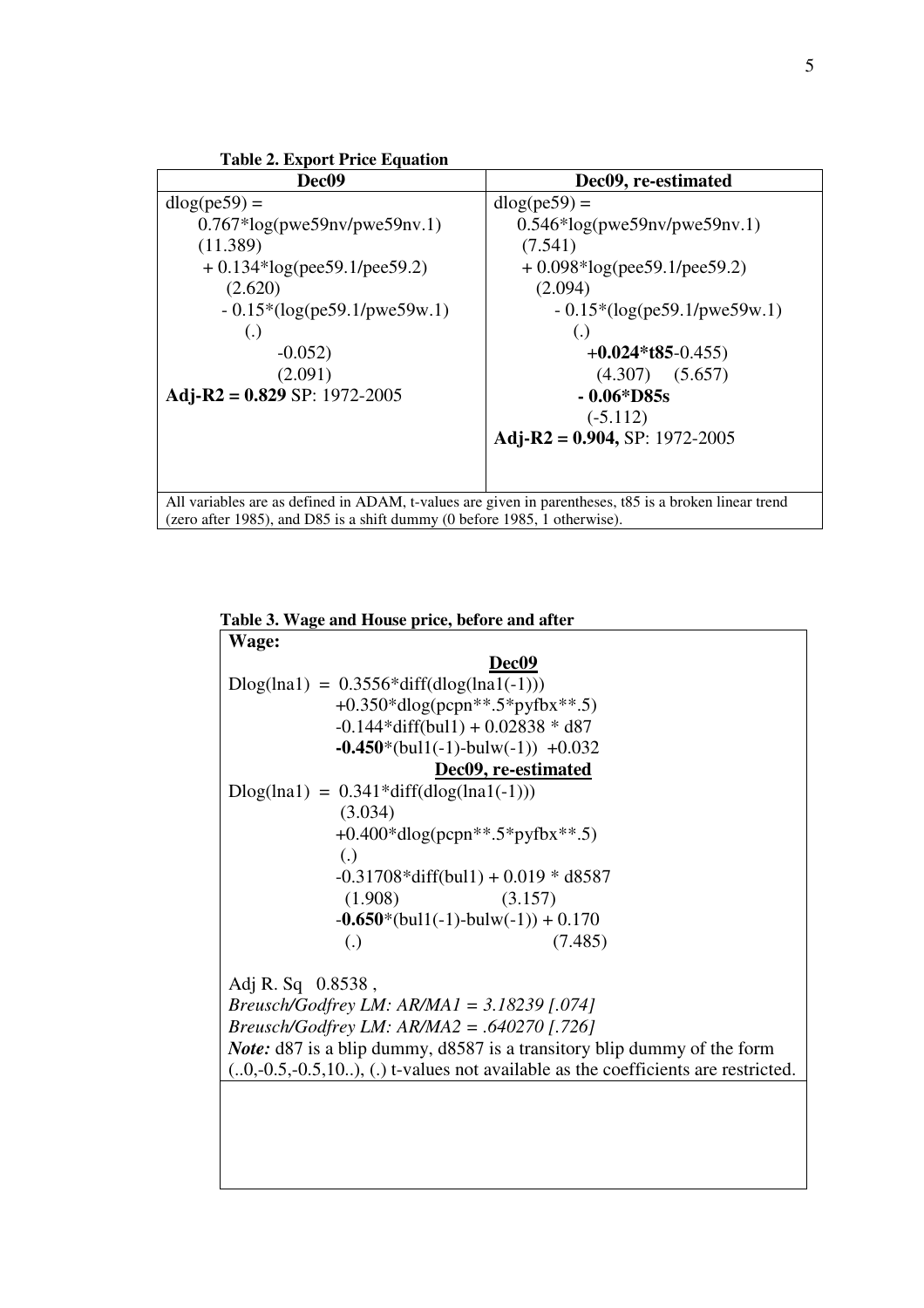**Table 2. Export Price Equation**

| Dec09 | Dec09, re-estimated |
|---|---|
| dlog(pe59) = <br> 0.767\*log(pwe59nv/pwe59nv.1) <br> (11.389) <br> + 0.134\*log(pee59.1/pee59.2) <br> (2.620) <br> - 0.15\*(log(pe59.1/pwe59w.1) <br> (.) <br> -0.052) <br> (2.091) <br> **Adj-R2 = 0.829** SP: 1972-2005 | dlog(pe59) = <br> 0.546\*log(pwe59nv/pwe59nv.1) <br> (7.541) <br> + 0.098\*log(pee59.1/pee59.2) <br> (2.094) <br> - 0.15\*(log(pe59.1/pwe59w.1) <br> (.) <br> **+0.024\*t85**-0.455) <br> (4.307) (5.657) <br> **- 0.06\*D85s** <br> (-5.112) <br> **Adj-R2 = 0.904,** SP: 1972-2005 |
| All variables are as defined in ADAM, t-values are given in parentheses, t85 is a broken linear trend (zero after 1985), and D85 is a shift dummy (0 before 1985, 1 otherwise). | |

**Table 3. Wage and House price, before and after**

**Wage:**

<u>**Dec09**</u>

```
Dlog(lna1) = 0.3556*diff(dlog(lna1(-1)))
             +0.350*dlog(pcpn**.5*pyfbx**.5)
             -0.144*diff(bul1) + 0.02838 * d87
             -0.450*(bul1(-1)-bulw(-1)) +0.032
```

<u>**Dec09, re-estimated**</u>

```
Dlog(lna1) = 0.341*diff(dlog(lna1(-1)))
              (3.034)
             +0.400*dlog(pcpn**.5*pyfbx**.5)
              (.)
             -0.31708*diff(bul1) + 0.019 * d8587
              (1.908)              (3.157)
             -0.650*(bul1(-1)-bulw(-1)) + 0.170
              (.)                         (7.485)
```

Adj R. Sq 0.8538 ,

*Breusch/Godfrey LM: AR/MA1 = 3.18239 [.074]*

*Breusch/Godfrey LM: AR/MA2 = .640270 [.726]*

***Note:*** d87 is a blip dummy, d8587 is a transitory blip dummy of the form (..0,-0.5,-0.5,10..), (.) t-values not available as the coefficients are restricted.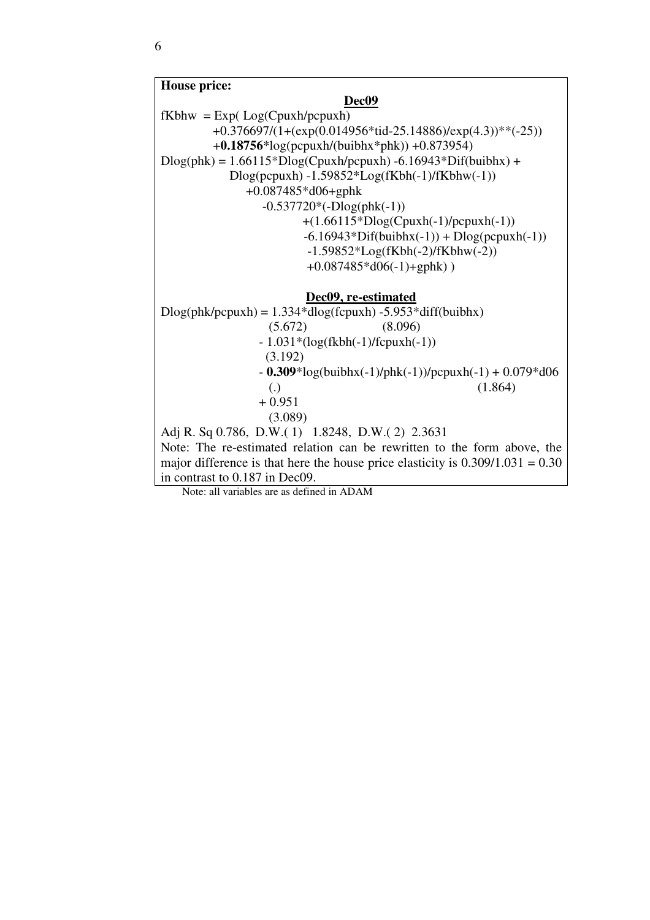**House price:**

**<u>Dec09</u>**

$$
\begin{aligned}
fKbhw = \text{Exp}(\, & \text{Log}(Cpuxh/pcpuxh) \\
& +0.376697/(1+(\exp(0.014956*tid-25.14886)/\exp(4.3))**(-25)) \\
& +\mathbf{0.18756}*\log(pcpuxh/(buibhx*phk)) +0.873954)
\end{aligned}
$$

$$
\begin{aligned}
\text{Dlog}(phk) = \; & 1.66115*\text{Dlog}(Cpuxh/pcpuxh) -6.16943*\text{Dif}(buibhx) + \\
& \text{Dlog}(pcpuxh) -1.59852*\text{Log}(fKbh(-1)/fKbhw(-1)) \\
& +0.087485*d06+gphk \\
& -0.537720*(-\text{Dlog}(phk(-1)) \\
& \quad +(1.66115*\text{Dlog}(Cpuxh(-1)/pcpuxh(-1)) \\
& \quad -6.16943*\text{Dif}(buibhx(-1)) + \text{Dlog}(pcpuxh(-1)) \\
& \quad -1.59852*\text{Log}(fKbh(-2)/fKbhw(-2)) \\
& \quad +0.087485*d06(-1)+gphk)\,)
\end{aligned}
$$

**<u>Dec09, re-estimated</u>**

$$
\begin{aligned}
\text{Dlog}(phk/pcpuxh) = \; & \underset{(5.672)}{1.334}*\text{dlog}(fcpuxh) \; \underset{(8.096)}{-5.953}*\text{diff}(buibhx) \\
& \underset{(3.192)}{-\,1.031}*(\log(fkbh(-1)/fcpuxh(-1)) \\
& \underset{(.)}{-\,\mathbf{0.309}}*\log(buibhx(-1)/phk(-1))/pcpuxh(-1) + \underset{(1.864)}{0.079}*d06 \\
& \underset{(3.089)}{+\,0.951}
\end{aligned}
$$

Adj R. Sq 0.786, D.W.( 1) 1.8248, D.W.( 2) 2.3631

Note: The re-estimated relation can be rewritten to the form above, the major difference is that here the house price elasticity is 0.309/1.031 = 0.30 in contrast to 0.187 in Dec09.

Note: all variables are as defined in ADAM